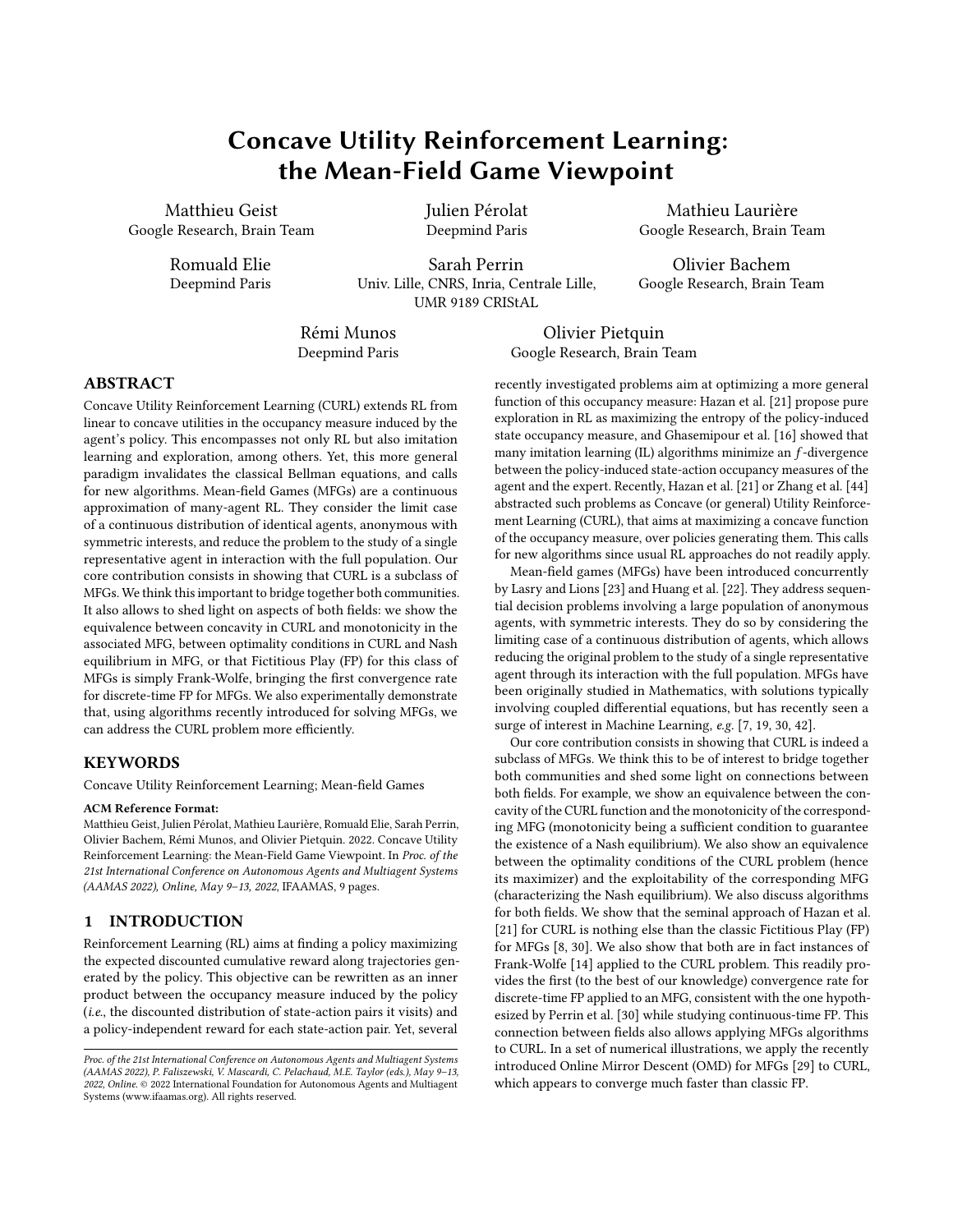# Concave Utility Reinforcement Learning: the Mean-Field Game Viewpoint

Matthieu Geist
Google Research, Brain Team

Julien Pérolat
Deepmind Paris

Mathieu Laurière
Google Research, Brain Team

Romuald Elie
Deepmind Paris

Sarah Perrin
Univ. Lille, CNRS, Inria, Centrale Lille, UMR 9189 CRIStAL

Olivier Bachem
Google Research, Brain Team

Rémi Munos
Deepmind Paris

Olivier Pietquin
Google Research, Brain Team

## ABSTRACT

Concave Utility Reinforcement Learning (CURL) extends RL from linear to concave utilities in the occupancy measure induced by the agent's policy. This encompasses not only RL but also imitation learning and exploration, among others. Yet, this more general paradigm invalidates the classical Bellman equations, and calls for new algorithms. Mean-field Games (MFGs) are a continuous approximation of many-agent RL. They consider the limit case of a continuous distribution of identical agents, anonymous with symmetric interests, and reduce the problem to the study of a single representative agent in interaction with the full population. Our core contribution consists in showing that CURL is a subclass of MFGs. We think this important to bridge together both communities. It also allows to shed light on aspects of both fields: we show the equivalence between concavity in CURL and monotonicity in the associated MFG, between optimality conditions in CURL and Nash equilibrium in MFG, or that Fictitious Play (FP) for this class of MFGs is simply Frank-Wolfe, bringing the first convergence rate for discrete-time FP for MFGs. We also experimentally demonstrate that, using algorithms recently introduced for solving MFGs, we can address the CURL problem more efficiently.

## KEYWORDS

Concave Utility Reinforcement Learning; Mean-field Games

**ACM Reference Format:**
Matthieu Geist, Julien Pérolat, Mathieu Laurière, Romuald Elie, Sarah Perrin, Olivier Bachem, Rémi Munos, and Olivier Pietquin. 2022. Concave Utility Reinforcement Learning: the Mean-Field Game Viewpoint. In *Proc. of the 21st International Conference on Autonomous Agents and Multiagent Systems (AAMAS 2022), Online, May 9–13, 2022*, IFAAMAS, 9 pages.

## 1 INTRODUCTION

Reinforcement Learning (RL) aims at finding a policy maximizing the expected discounted cumulative reward along trajectories generated by the policy. This objective can be rewritten as an inner product between the occupancy measure induced by the policy (*i.e.*, the discounted distribution of state-action pairs it visits) and a policy-independent reward for each state-action pair. Yet, several recently investigated problems aim at optimizing a more general function of this occupancy measure: Hazan et al. [21] propose pure exploration in RL as maximizing the entropy of the policy-induced state occupancy measure, and Ghasemipour et al. [16] showed that many imitation learning (IL) algorithms minimize an $f$-divergence between the policy-induced state-action occupancy measures of the agent and the expert. Recently, Hazan et al. [21] or Zhang et al. [44] abstracted such problems as Concave (or general) Utility Reinforcement Learning (CURL), that aims at maximizing a concave function of the occupancy measure, over policies generating them. This calls for new algorithms since usual RL approaches do not readily apply.

Mean-field games (MFGs) have been introduced concurrently by Lasry and Lions [23] and Huang et al. [22]. They address sequential decision problems involving a large population of anonymous agents, with symmetric interests. They do so by considering the limiting case of a continuous distribution of agents, which allows reducing the original problem to the study of a single representative agent through its interaction with the full population. MFGs have been originally studied in Mathematics, with solutions typically involving coupled differential equations, but has recently seen a surge of interest in Machine Learning, *e.g.* [7, 19, 30, 42].

Our core contribution consists in showing that CURL is indeed a subclass of MFGs. We think this to be of interest to bridge together both communities and shed some light on connections between both fields. For example, we show an equivalence between the concavity of the CURL function and the monotonicity of the corresponding MFG (monotonicity being a sufficient condition to guarantee the existence of a Nash equilibrium). We also show an equivalence between the optimality conditions of the CURL problem (hence its maximizer) and the exploitability of the corresponding MFG (characterizing the Nash equilibrium). We also discuss algorithms for both fields. We show that the seminal approach of Hazan et al. [21] for CURL is nothing else than the classic Fictitious Play (FP) for MFGs [8, 30]. We also show that both are in fact instances of Frank-Wolfe [14] applied to the CURL problem. This readily provides the first (to the best of our knowledge) convergence rate for discrete-time FP applied to an MFG, consistent with the one hypothesized by Perrin et al. [30] while studying continuous-time FP. This connection between fields also allows applying MFGs algorithms to CURL. In a set of numerical illustrations, we apply the recently introduced Online Mirror Descent (OMD) for MFGs [29] to CURL, which appears to converge much faster than classic FP.

*Proc. of the 21st International Conference on Autonomous Agents and Multiagent Systems (AAMAS 2022), P. Faliszewski, V. Mascardi, C. Pelachaud, M.E. Taylor (eds.), May 9–13, 2022, Online.* © 2022 International Foundation for Autonomous Agents and Multiagent Systems (www.ifaamas.org). All rights reserved.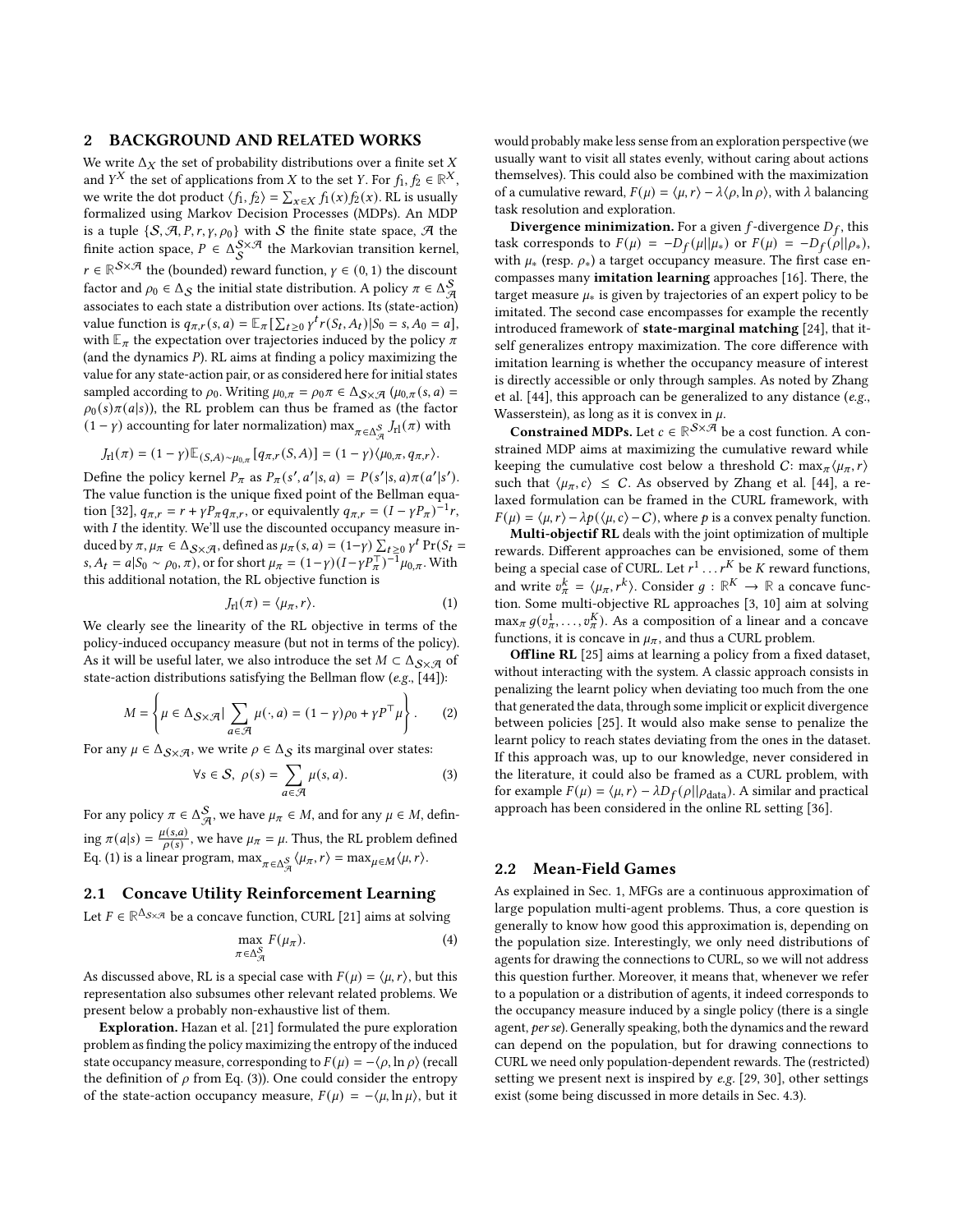## 2 BACKGROUND AND RELATED WORKS

We write $\Delta_X$ the set of probability distributions over a finite set $X$ and $Y^X$ the set of applications from $X$ to the set $Y$. For $f_1, f_2 \in \mathbb{R}^X$, we write the dot product $\langle f_1, f_2 \rangle = \sum_{x \in X} f_1(x) f_2(x)$. RL is usually formalized using Markov Decision Processes (MDPs). An MDP is a tuple $\{\mathcal{S}, \mathcal{A}, P, r, \gamma, \rho_0\}$ with $\mathcal{S}$ the finite state space, $\mathcal{A}$ the finite action space, $P \in \Delta_{\mathcal{S}}^{\mathcal{S} \times \mathcal{A}}$ the Markovian transition kernel, $r \in \mathbb{R}^{\mathcal{S} \times \mathcal{A}}$ the (bounded) reward function, $\gamma \in (0, 1)$ the discount factor and $\rho_0 \in \Delta_{\mathcal{S}}$ the initial state distribution. A policy $\pi \in \Delta_{\mathcal{A}}^{\mathcal{S}}$ associates to each state a distribution over actions. Its (state-action) value function is $q_{\pi,r}(s, a) = \mathbb{E}_\pi[\sum_{t \geq 0} \gamma^t r(S_t, A_t) | S_0 = s, A_0 = a]$, with $\mathbb{E}_\pi$ the expectation over trajectories induced by the policy $\pi$ (and the dynamics $P$). RL aims at finding a policy maximizing the value for any state-action pair, or as considered here for initial states sampled according to $\rho_0$. Writing $\mu_{0,\pi} = \rho_0 \pi \in \Delta_{\mathcal{S} \times \mathcal{A}}$ ($\mu_{0,\pi}(s, a) = \rho_0(s) \pi(a|s)$), the RL problem can thus be framed as (the factor $(1 - \gamma)$ accounting for later normalization) $\max_{\pi \in \Delta_{\mathcal{A}}^{\mathcal{S}}} J_{\text{rl}}(\pi)$ with

$$J_{\text{rl}}(\pi) = (1 - \gamma) \mathbb{E}_{(S,A) \sim \mu_{0,\pi}} [q_{\pi,r}(S, A)] = (1 - \gamma) \langle \mu_{0,\pi}, q_{\pi,r} \rangle.$$

Define the policy kernel $P_\pi$ as $P_\pi(s', a' | s, a) = P(s' | s, a) \pi(a' | s')$. The value function is the unique fixed point of the Bellman equation [32], $q_{\pi,r} = r + \gamma P_\pi q_{\pi,r}$, or equivalently $q_{\pi,r} = (I - \gamma P_\pi)^{-1} r$, with $I$ the identity. We'll use the discounted occupancy measure induced by $\pi$, $\mu_\pi \in \Delta_{\mathcal{S} \times \mathcal{A}}$, defined as $\mu_\pi(s, a) = (1 - \gamma) \sum_{t \geq 0} \gamma^t \Pr(S_t = s, A_t = a | S_0 \sim \rho_0, \pi)$, or for short $\mu_\pi = (1 - \gamma)(I - \gamma P_\pi^\top)^{-1} \mu_{0,\pi}$. With this additional notation, the RL objective function is

$$J_{\text{rl}}(\pi) = \langle \mu_\pi, r \rangle. \tag{1}$$

We clearly see the linearity of the RL objective in terms of the policy-induced occupancy measure (but not in terms of the policy). As it will be useful later, we also introduce the set $M \subset \Delta_{\mathcal{S} \times \mathcal{A}}$ of state-action distributions satisfying the Bellman flow (*e.g.*, [44]):

$$M = \left\{ \mu \in \Delta_{\mathcal{S} \times \mathcal{A}} | \sum_{a \in \mathcal{A}} \mu(\cdot, a) = (1 - \gamma) \rho_0 + \gamma P^\top \mu \right\}. \tag{2}$$

For any $\mu \in \Delta_{\mathcal{S} \times \mathcal{A}}$, we write $\rho \in \Delta_{\mathcal{S}}$ its marginal over states:

$$\forall s \in \mathcal{S}, \ \rho(s) = \sum_{a \in \mathcal{A}} \mu(s, a). \tag{3}$$

For any policy $\pi \in \Delta_{\mathcal{A}}^{\mathcal{S}}$, we have $\mu_\pi \in M$, and for any $\mu \in M$, defining $\pi(a|s) = \frac{\mu(s,a)}{\rho(s)}$, we have $\mu_\pi = \mu$. Thus, the RL problem defined Eq. (1) is a linear program, $\max_{\pi \in \Delta_{\mathcal{A}}^{\mathcal{S}}} \langle \mu_\pi, r \rangle = \max_{\mu \in M} \langle \mu, r \rangle$.

### 2.1 Concave Utility Reinforcement Learning

Let $F \in \mathbb{R}^{\Delta_{\mathcal{S} \times \mathcal{A}}}$ be a concave function, CURL [21] aims at solving

$$\max_{\pi \in \Delta_{\mathcal{A}}^{\mathcal{S}}} F(\mu_\pi). \tag{4}$$

As discussed above, RL is a special case with $F(\mu) = \langle \mu, r \rangle$, but this representation also subsumes other relevant related problems. We present below a probably non-exhaustive list of them.

**Exploration.** Hazan et al. [21] formulated the pure exploration problem as finding the policy maximizing the entropy of the induced state occupancy measure, corresponding to $F(\mu) = -\langle \rho, \ln \rho \rangle$ (recall the definition of $\rho$ from Eq. (3)). One could consider the entropy of the state-action occupancy measure, $F(\mu) = -\langle \mu, \ln \mu \rangle$, but it would probably make less sense from an exploration perspective (we usually want to visit all states evenly, without caring about actions themselves). This could also be combined with the maximization of a cumulative reward, $F(\mu) = \langle \mu, r \rangle - \lambda \langle \rho, \ln \rho \rangle$, with $\lambda$ balancing task resolution and exploration.

**Divergence minimization.** For a given $f$-divergence $D_f$, this task corresponds to $F(\mu) = -D_f(\mu || \mu_*)$ or $F(\mu) = -D_f(\rho || \rho_*)$, with $\mu_*$ (resp. $\rho_*$) a target occupancy measure. The first case encompasses many **imitation learning** approaches [16]. There, the target measure $\mu_*$ is given by trajectories of an expert policy to be imitated. The second case encompasses for example the recently introduced framework of **state-marginal matching** [24], that itself generalizes entropy maximization. The core difference with imitation learning is whether the occupancy measure of interest is directly accessible or only through samples. As noted by Zhang et al. [44], this approach can be generalized to any distance (*e.g.*, Wasserstein), as long as it is convex in $\mu$.

**Constrained MDPs.** Let $c \in \mathbb{R}^{\mathcal{S} \times \mathcal{A}}$ be a cost function. A constrained MDP aims at maximizing the cumulative reward while keeping the cumulative cost below a threshold $C$: $\max_\pi \langle \mu_\pi, r \rangle$ such that $\langle \mu_\pi, c \rangle \leq C$. As observed by Zhang et al. [44], a relaxed formulation can be framed in the CURL framework, with $F(\mu) = \langle \mu, r \rangle - \lambda p(\langle \mu, c \rangle - C)$, where $p$ is a convex penalty function.

**Multi-objectif RL** deals with the joint optimization of multiple rewards. Different approaches can be envisioned, some of them being a special case of CURL. Let $r^1 \dots r^K$ be $K$ reward functions, and write $v_\pi^k = \langle \mu_\pi, r^k \rangle$. Consider $g : \mathbb{R}^K \to \mathbb{R}$ a concave function. Some multi-objective RL approaches [3, 10] aim at solving $\max_\pi g(v_\pi^1, \dots, v_\pi^K)$. As a composition of a linear and a concave functions, it is concave in $\mu_\pi$, and thus a CURL problem.

**Offline RL** [25] aims at learning a policy from a fixed dataset, without interacting with the system. A classic approach consists in penalizing the learnt policy when deviating too much from the one that generated the data, through some implicit or explicit divergence between policies [25]. It would also make sense to penalize the learnt policy to reach states deviating from the ones in the dataset. If this approach was, up to our knowledge, never considered in the literature, it could also be framed as a CURL problem, with for example $F(\mu) = \langle \mu, r \rangle - \lambda D_f(\rho || \rho_{\text{data}})$. A similar and practical approach has been considered in the online RL setting [36].

### 2.2 Mean-Field Games

As explained in Sec. 1, MFGs are a continuous approximation of large population multi-agent problems. Thus, a core question is generally to know how good this approximation is, depending on the population size. Interestingly, we only need distributions of agents for drawing the connections to CURL, so we will not address this question further. Moreover, it means that, whenever we refer to a population or a distribution of agents, it indeed corresponds to the occupancy measure induced by a single policy (there is a single agent, *per se*). Generally speaking, both the dynamics and the reward can depend on the population, but for drawing connections to CURL we need only population-dependent rewards. The (restricted) setting we present next is inspired by *e.g.* [29, 30], other settings exist (some being discussed in more details in Sec. 4.3).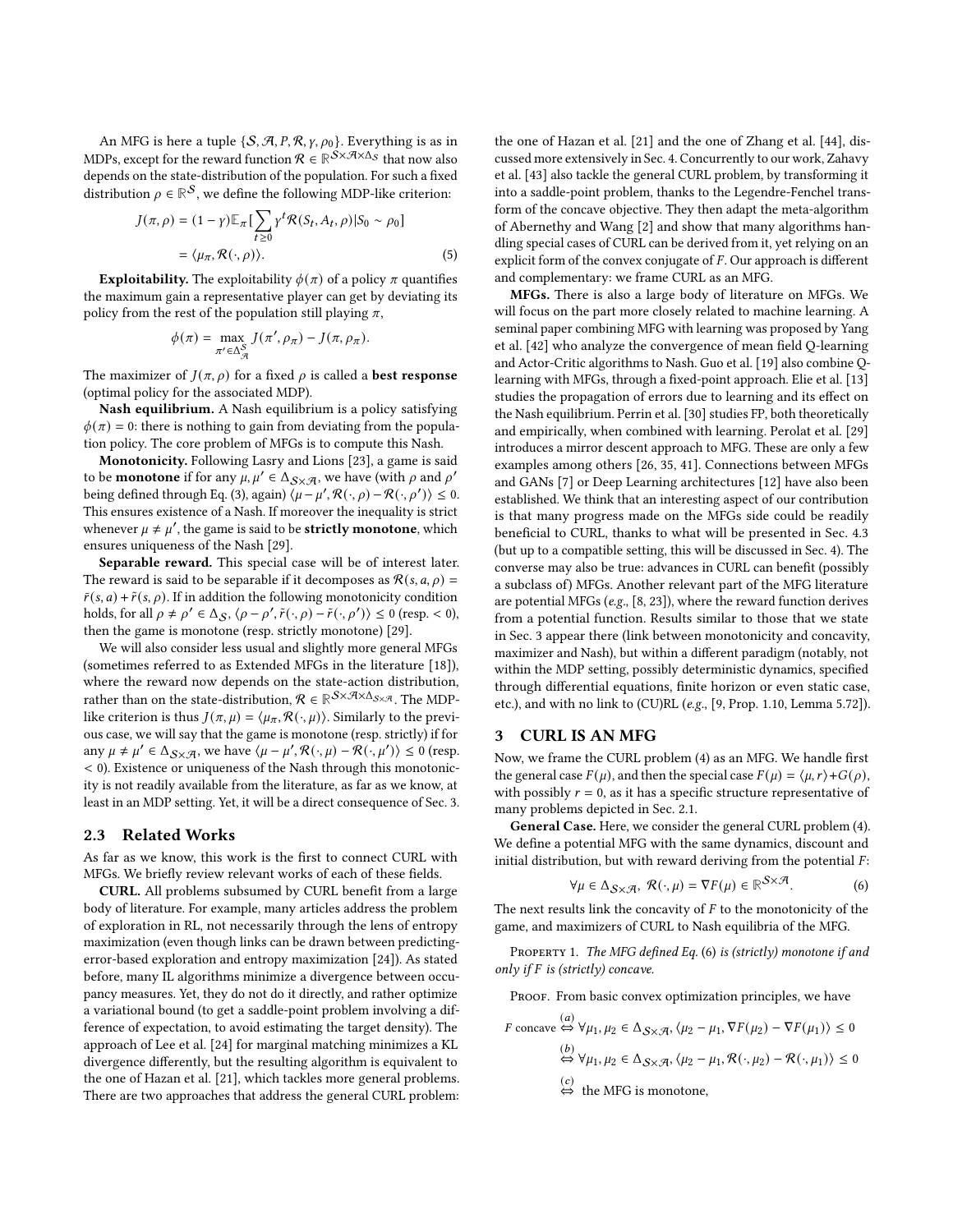An MFG is here a tuple $\{\mathcal{S}, \mathcal{A}, P, \mathcal{R}, \gamma, \rho_0\}$. Everything is as in MDPs, except for the reward function $\mathcal{R} \in \mathbb{R}^{\mathcal{S}\times\mathcal{A}\times\Delta_\mathcal{S}}$ that now also depends on the state-distribution of the population. For such a fixed distribution $\rho \in \mathbb{R}^\mathcal{S}$, we define the following MDP-like criterion:

$$J(\pi, \rho) = (1-\gamma)\mathbb{E}_\pi[\sum_{t\geq 0}\gamma^t \mathcal{R}(S_t, A_t, \rho)|S_0 \sim \rho_0] = \langle \mu_\pi, \mathcal{R}(\cdot, \rho)\rangle. \tag{5}$$

**Exploitability.** The exploitability $\phi(\pi)$ of a policy $\pi$ quantifies the maximum gain a representative player can get by deviating its policy from the rest of the population still playing $\pi$,

$$\phi(\pi) = \max_{\pi' \in \Delta_\mathcal{A}^\mathcal{S}} J(\pi', \rho_\pi) - J(\pi, \rho_\pi).$$

The maximizer of $J(\pi, \rho)$ for a fixed $\rho$ is called a **best response** (optimal policy for the associated MDP).

**Nash equilibrium.** A Nash equilibrium is a policy satisfying $\phi(\pi) = 0$: there is nothing to gain from deviating from the population policy. The core problem of MFGs is to compute this Nash.

**Monotonicity.** Following Lasry and Lions [23], a game is said to be **monotone** if for any $\mu, \mu' \in \Delta_{\mathcal{S}\times\mathcal{A}}$, we have (with $\rho$ and $\rho'$ being defined through Eq. (3), again) $\langle \mu - \mu', \mathcal{R}(\cdot, \rho) - \mathcal{R}(\cdot, \rho')\rangle \leq 0$. This ensures existence of a Nash. If moreover the inequality is strict whenever $\mu \neq \mu'$, the game is said to be **strictly monotone**, which ensures uniqueness of the Nash [29].

**Separable reward.** This special case will be of interest later. The reward is said to be separable if it decomposes as $\mathcal{R}(s, a, \rho) = \bar{r}(s, a) + \tilde{r}(s, \rho)$. If in addition the following monotonicity condition holds, for all $\rho \neq \rho' \in \Delta_\mathcal{S}$, $\langle \rho - \rho', \tilde{r}(\cdot, \rho) - \tilde{r}(\cdot, \rho')\rangle \leq 0$ (resp. $< 0$), then the game is monotone (resp. strictly monotone) [29].

We will also consider less usual and slightly more general MFGs (sometimes referred to as Extended MFGs in the literature [18]), where the reward now depends on the state-action distribution, rather than on the state-distribution, $\mathcal{R} \in \mathbb{R}^{\mathcal{S}\times\mathcal{A}\times\Delta_{\mathcal{S}\times\mathcal{A}}}$. The MDP-like criterion is thus $J(\pi, \mu) = \langle \mu_\pi, \mathcal{R}(\cdot, \mu)\rangle$. Similarly to the previous case, we will say that the game is monotone (resp. strictly) if for any $\mu \neq \mu' \in \Delta_{\mathcal{S}\times\mathcal{A}}$, we have $\langle \mu - \mu', \mathcal{R}(\cdot, \mu) - \mathcal{R}(\cdot, \mu')\rangle \leq 0$ (resp. $< 0$). Existence or uniqueness of the Nash through this monotonicity is not readily available from the literature, as far as we know, at least in an MDP setting. Yet, it will be a direct consequence of Sec. 3.

## 2.3 Related Works

As far as we know, this work is the first to connect CURL with MFGs. We briefly review relevant works of each of these fields.

**CURL.** All problems subsumed by CURL benefit from a large body of literature. For example, many articles address the problem of exploration in RL, not necessarily through the lens of entropy maximization (even though links can be drawn between predicting-error-based exploration and entropy maximization [24]). As stated before, many IL algorithms minimize a divergence between occupancy measures. Yet, they do not do it directly, and rather optimize a variational bound (to get a saddle-point problem involving a difference of expectation, to avoid estimating the target density). The approach of Lee et al. [24] for marginal matching minimizes a KL divergence differently, but the resulting algorithm is equivalent to the one of Hazan et al. [21], which tackles more general problems. There are two approaches that address the general CURL problem: the one of Hazan et al. [21] and the one of Zhang et al. [44], discussed more extensively in Sec. 4. Concurrently to our work, Zahavy et al. [43] also tackle the general CURL problem, by transforming it into a saddle-point problem, thanks to the Legendre-Fenchel transform of the concave objective. They then adapt the meta-algorithm of Abernethy and Wang [2] and show that many algorithms handling special cases of CURL can be derived from it, yet relying on an explicit form of the convex conjugate of $F$. Our approach is different and complementary: we frame CURL as an MFG.

**MFGs.** There is also a large body of literature on MFGs. We will focus on the part more closely related to machine learning. A seminal paper combining MFG with learning was proposed by Yang et al. [42] who analyze the convergence of mean field Q-learning and Actor-Critic algorithms to Nash. Guo et al. [19] also combine Q-learning with MFGs, through a fixed-point approach. Elie et al. [13] studies the propagation of errors due to learning and its effect on the Nash equilibrium. Perrin et al. [30] studies FP, both theoretically and empirically, when combined with learning. Perolat et al. [29] introduces a mirror descent approach to MFG. These are only a few examples among others [26, 35, 41]. Connections between MFGs and GANs [7] or Deep Learning architectures [12] have also been established. We think that an interesting aspect of our contribution is that many progress made on the MFGs side could be readily beneficial to CURL, thanks to what will be presented in Sec. 4.3 (but up to a compatible setting, this will be discussed in Sec. 4). The converse may also be true: advances in CURL can benefit (possibly a subclass of) MFGs. Another relevant part of the MFG literature are potential MFGs (*e.g.*, [8, 23]), where the reward function derives from a potential function. Results similar to those that we state in Sec. 3 appear there (link between monotonicity and concavity, maximizer and Nash), but within a different paradigm (notably, not within the MDP setting, possibly deterministic dynamics, specified through differential equations, finite horizon or even static case, etc.), and with no link to (CU)RL (*e.g.*, [9, Prop. 1.10, Lemma 5.72]).

# 3 CURL IS AN MFG

Now, we frame the CURL problem (4) as an MFG. We handle first the general case $F(\mu)$, and then the special case $F(\mu) = \langle \mu, r\rangle + G(\rho)$, with possibly $r = 0$, as it has a specific structure representative of many problems depicted in Sec. 2.1.

**General Case.** Here, we consider the general CURL problem (4). We define a potential MFG with the same dynamics, discount and initial distribution, but with reward deriving from the potential $F$:

$$\forall \mu \in \Delta_{\mathcal{S}\times\mathcal{A}},\ \mathcal{R}(\cdot, \mu) = \nabla F(\mu) \in \mathbb{R}^{\mathcal{S}\times\mathcal{A}}. \tag{6}$$

The next results link the concavity of $F$ to the monotonicity of the game, and maximizers of CURL to Nash equilibria of the MFG.

Property 1. *The MFG defined Eq.* (6) *is (strictly) monotone if and only if $F$ is (strictly) concave.*

Proof. From basic convex optimization principles, we have

$$F \text{ concave} \overset{(a)}{\Leftrightarrow} \forall \mu_1, \mu_2 \in \Delta_{\mathcal{S}\times\mathcal{A}}, \langle \mu_2 - \mu_1, \nabla F(\mu_2) - \nabla F(\mu_1)\rangle \leq 0$$
$$\overset{(b)}{\Leftrightarrow} \forall \mu_1, \mu_2 \in \Delta_{\mathcal{S}\times\mathcal{A}}, \langle \mu_2 - \mu_1, \mathcal{R}(\cdot, \mu_2) - \mathcal{R}(\cdot, \mu_1)\rangle \leq 0$$
$$\overset{(c)}{\Leftrightarrow} \text{ the MFG is monotone,}$$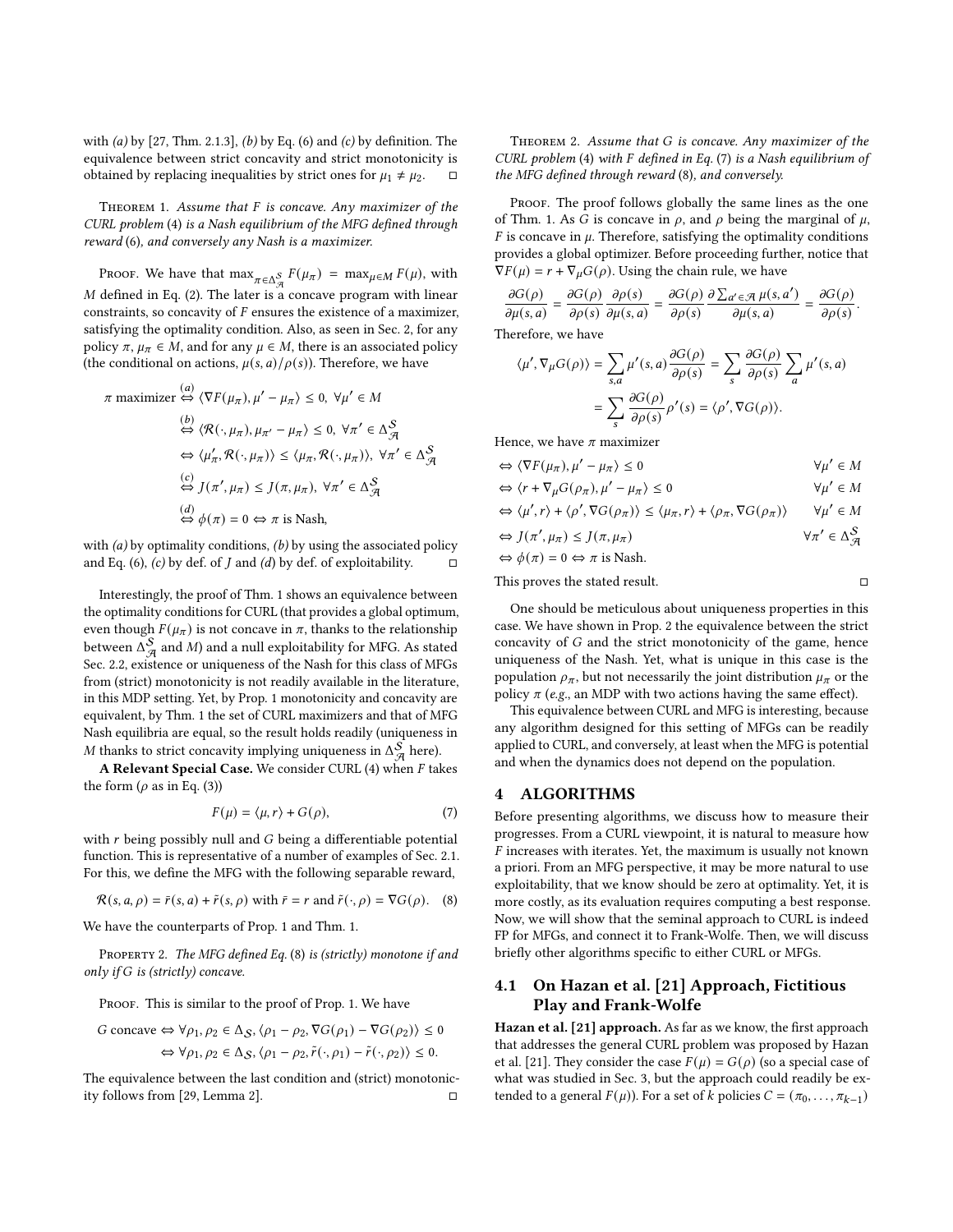with *(a)* by [27, Thm. 2.1.3], *(b)* by Eq. (6) and *(c)* by definition. The equivalence between strict concavity and strict monotonicity is obtained by replacing inequalities by strict ones for $\mu_1 \neq \mu_2$. □

Theorem 1. *Assume that $F$ is concave. Any maximizer of the CURL problem* (4) *is a Nash equilibrium of the MFG defined through reward* (6)*, and conversely any Nash is a maximizer.*

Proof. We have that $\max_{\pi \in \Delta_{\mathcal{A}}^{\mathcal{S}}} F(\mu_\pi) = \max_{\mu \in M} F(\mu)$, with $M$ defined in Eq. (2). The later is a concave program with linear constraints, so concavity of $F$ ensures the existence of a maximizer, satisfying the optimality condition. Also, as seen in Sec. 2, for any policy $\pi$, $\mu_\pi \in M$, and for any $\mu \in M$, there is an associated policy (the conditional on actions, $\mu(s,a)/\rho(s)$). Therefore, we have

$$
\begin{aligned}
\pi \text{ maximizer} &\overset{(a)}{\Leftrightarrow} \langle \nabla F(\mu_\pi), \mu' - \mu_\pi \rangle \leq 0,\ \forall \mu' \in M \\
&\overset{(b)}{\Leftrightarrow} \langle \mathcal{R}(\cdot, \mu_\pi), \mu_{\pi'} - \mu_\pi \rangle \leq 0,\ \forall \pi' \in \Delta_{\mathcal{A}}^{\mathcal{S}} \\
&\Leftrightarrow \langle \mu'_\pi, \mathcal{R}(\cdot, \mu_\pi) \rangle \leq \langle \mu_\pi, \mathcal{R}(\cdot, \mu_\pi) \rangle,\ \forall \pi' \in \Delta_{\mathcal{A}}^{\mathcal{S}} \\
&\overset{(c)}{\Leftrightarrow} J(\pi', \mu_\pi) \leq J(\pi, \mu_\pi),\ \forall \pi' \in \Delta_{\mathcal{A}}^{\mathcal{S}} \\
&\overset{(d)}{\Leftrightarrow} \phi(\pi) = 0 \Leftrightarrow \pi \text{ is Nash},
\end{aligned}
$$

with *(a)* by optimality conditions, *(b)* by using the associated policy and Eq. (6), *(c)* by def. of $J$ and *(d)* by def. of exploitability. □

Interestingly, the proof of Thm. 1 shows an equivalence between the optimality conditions for CURL (that provides a global optimum, even though $F(\mu_\pi)$ is not concave in $\pi$, thanks to the relationship between $\Delta_{\mathcal{A}}^{\mathcal{S}}$ and $M$) and a null exploitability for MFG. As stated Sec. 2.2, existence or uniqueness of the Nash for this class of MFGs from (strict) monotonicity is not readily available in the literature, in this MDP setting. Yet, by Prop. 1 monotonicity and concavity are equivalent, by Thm. 1 the set of CURL maximizers and that of MFG Nash equilibria are equal, so the result holds readily (uniqueness in $M$ thanks to strict concavity implying uniqueness in $\Delta_{\mathcal{A}}^{\mathcal{S}}$ here).

**A Relevant Special Case.** We consider CURL (4) when $F$ takes the form ($\rho$ as in Eq. (3))

$$
F(\mu) = \langle \mu, r \rangle + G(\rho), \tag{7}
$$

with $r$ being possibly null and $G$ being a differentiable potential function. This is representative of a number of examples of Sec. 2.1. For this, we define the MFG with the following separable reward,

$$
\mathcal{R}(s,a,\rho) = \bar{r}(s,a) + \tilde{r}(s,\rho) \text{ with } \bar{r} = r \text{ and } \tilde{r}(\cdot,\rho) = \nabla G(\rho). \tag{8}
$$

We have the counterparts of Prop. 1 and Thm. 1.

Property 2. *The MFG defined Eq.* (8) *is (strictly) monotone if and only if $G$ is (strictly) concave.*

Proof. This is similar to the proof of Prop. 1. We have

$$
\begin{aligned}
G \text{ concave} &\Leftrightarrow \forall \rho_1, \rho_2 \in \Delta_{\mathcal{S}}, \langle \rho_1 - \rho_2, \nabla G(\rho_1) - \nabla G(\rho_2) \rangle \leq 0 \\
&\Leftrightarrow \forall \rho_1, \rho_2 \in \Delta_{\mathcal{S}}, \langle \rho_1 - \rho_2, \tilde{r}(\cdot, \rho_1) - \tilde{r}(\cdot, \rho_2) \rangle \leq 0.
\end{aligned}
$$

The equivalence between the last condition and (strict) monotonicity follows from [29, Lemma 2]. □

Theorem 2. *Assume that $G$ is concave. Any maximizer of the CURL problem* (4) *with $F$ defined in Eq.* (7) *is a Nash equilibrium of the MFG defined through reward* (8)*, and conversely.*

Proof. The proof follows globally the same lines as the one of Thm. 1. As $G$ is concave in $\rho$, and $\rho$ being the marginal of $\mu$, $F$ is concave in $\mu$. Therefore, satisfying the optimality conditions provides a global optimizer. Before proceeding further, notice that $\nabla F(\mu) = r + \nabla_\mu G(\rho)$. Using the chain rule, we have

$$
\frac{\partial G(\rho)}{\partial \mu(s,a)} = \frac{\partial G(\rho)}{\partial \rho(s)} \frac{\partial \rho(s)}{\partial \mu(s,a)} = \frac{\partial G(\rho)}{\partial \rho(s)} \frac{\partial \sum_{a' \in \mathcal{A}} \mu(s,a')}{\partial \mu(s,a)} = \frac{\partial G(\rho)}{\partial \rho(s)}.
$$

Therefore, we have

$$
\begin{aligned}
\langle \mu', \nabla_\mu G(\rho) \rangle &= \sum_{s,a} \mu'(s,a) \frac{\partial G(\rho)}{\partial \rho(s)} = \sum_s \frac{\partial G(\rho)}{\partial \rho(s)} \sum_a \mu'(s,a) \\
&= \sum_s \frac{\partial G(\rho)}{\partial \rho(s)} \rho'(s) = \langle \rho', \nabla G(\rho) \rangle.
\end{aligned}
$$

Hence, we have $\pi$ maximizer

$$
\begin{aligned}
&\Leftrightarrow \langle \nabla F(\mu_\pi), \mu' - \mu_\pi \rangle \leq 0 && \forall \mu' \in M \\
&\Leftrightarrow \langle r + \nabla_\mu G(\rho_\pi), \mu' - \mu_\pi \rangle \leq 0 && \forall \mu' \in M \\
&\Leftrightarrow \langle \mu', r \rangle + \langle \rho', \nabla G(\rho_\pi) \rangle \leq \langle \mu_\pi, r \rangle + \langle \rho_\pi, \nabla G(\rho_\pi) \rangle && \forall \mu' \in M \\
&\Leftrightarrow J(\pi', \mu_\pi) \leq J(\pi, \mu_\pi) && \forall \pi' \in \Delta_{\mathcal{A}}^{\mathcal{S}} \\
&\Leftrightarrow \phi(\pi) = 0 \Leftrightarrow \pi \text{ is Nash.}
\end{aligned}
$$

This proves the stated result. □

One should be meticulous about uniqueness properties in this case. We have shown in Prop. 2 the equivalence between the strict concavity of $G$ and the strict monotonicity of the game, hence uniqueness of the Nash. Yet, what is unique in this case is the population $\rho_\pi$, but not necessarily the joint distribution $\mu_\pi$ or the policy $\pi$ (*e.g.*, an MDP with two actions having the same effect).

This equivalence between CURL and MFG is interesting, because any algorithm designed for this setting of MFGs can be readily applied to CURL, and conversely, at least when the MFG is potential and when the dynamics does not depend on the population.

## 4 ALGORITHMS

Before presenting algorithms, we discuss how to measure their progresses. From a CURL viewpoint, it is natural to measure how $F$ increases with iterates. Yet, the maximum is usually not known a priori. From an MFG perspective, it may be more natural to use exploitability, that we know should be zero at optimality. Yet, it is more costly, as its evaluation requires computing a best response. Now, we will show that the seminal approach to CURL is indeed FP for MFGs, and connect it to Frank-Wolfe. Then, we will discuss briefly other algorithms specific to either CURL or MFGs.

### 4.1 On Hazan et al. [21] Approach, Fictitious Play and Frank-Wolfe

**Hazan et al. [21] approach.** As far as we know, the first approach that addresses the general CURL problem was proposed by Hazan et al. [21]. They consider the case $F(\mu) = G(\rho)$ (so a special case of what was studied in Sec. 3, but the approach could readily be extended to a general $F(\mu)$). For a set of $k$ policies $C = (\pi_0, \ldots, \pi_{k-1})$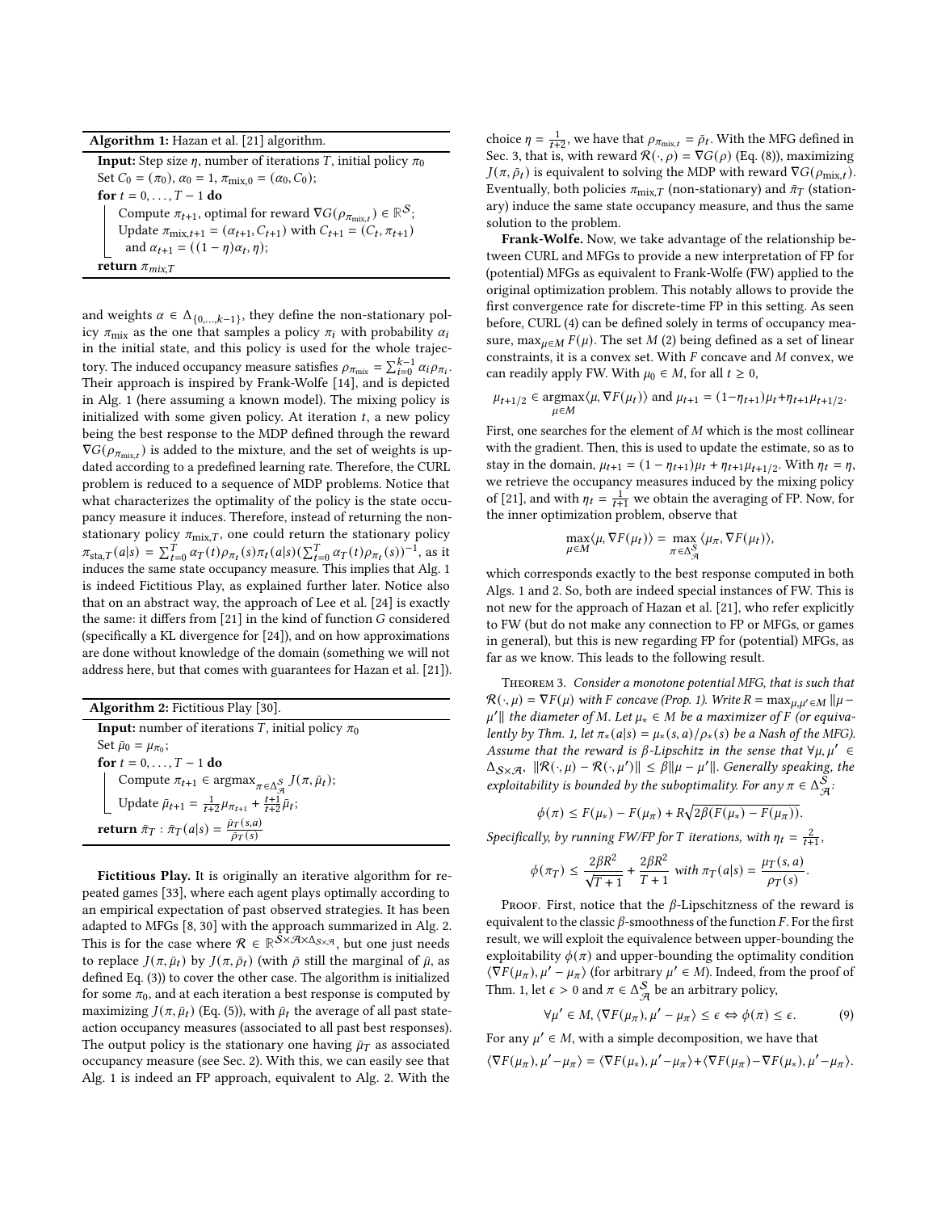**Algorithm 1:** Hazan et al. [21] algorithm.

**Input:** Step size $\eta$, number of iterations $T$, initial policy $\pi_0$
Set $C_0 = (\pi_0)$, $\alpha_0 = 1$, $\pi_{\text{mix},0} = (\alpha_0, C_0)$;
**for** $t = 0, \dots, T-1$ **do**
  Compute $\pi_{t+1}$, optimal for reward $\nabla G(\rho_{\pi_{\text{mix},t}}) \in \mathbb{R}^{\mathcal{S}}$;
  Update $\pi_{\text{mix},t+1} = (\alpha_{t+1}, C_{t+1})$ with $C_{t+1} = (C_t, \pi_{t+1})$ and $\alpha_{t+1} = ((1-\eta)\alpha_t, \eta)$;
**return** $\pi_{mix,T}$

and weights $\alpha \in \Delta_{\{0,\dots,k-1\}}$, they define the non-stationary policy $\pi_{\text{mix}}$ as the one that samples a policy $\pi_i$ with probability $\alpha_i$ in the initial state, and this policy is used for the whole trajectory. The induced occupancy measure satisfies $\rho_{\pi_{\text{mix}}} = \sum_{i=0}^{k-1} \alpha_i \rho_{\pi_i}$. Their approach is inspired by Frank-Wolfe [14], and is depicted in Alg. 1 (here assuming a known model). The mixing policy is initialized with some given policy. At iteration $t$, a new policy being the best response to the MDP defined through the reward $\nabla G(\rho_{\pi_{\text{mix},t}})$ is added to the mixture, and the set of weights is updated according to a predefined learning rate. Therefore, the CURL problem is reduced to a sequence of MDP problems. Notice that what characterizes the optimality of the policy is the state occupancy measure it induces. Therefore, instead of returning the non-stationary policy $\pi_{\text{mix},T}$, one could return the stationary policy $\pi_{\text{sta},T}(a|s) = \sum_{t=0}^{T} \alpha_T(t)\rho_{\pi_t}(s)\pi_t(a|s)(\sum_{t=0}^{T} \alpha_T(t)\rho_{\pi_t}(s))^{-1}$, as it induces the same state occupancy measure. This implies that Alg. 1 is indeed Fictitious Play, as explained further later. Notice also that on an abstract way, the approach of Lee et al. [24] is exactly the same: it differs from [21] in the kind of function $G$ considered (specifically a KL divergence for [24]), and on how approximations are done without knowledge of the domain (something we will not address here, but that comes with guarantees for Hazan et al. [21]).

**Algorithm 2:** Fictitious Play [30].

**Input:** number of iterations $T$, initial policy $\pi_0$
Set $\bar{\mu}_0 = \mu_{\pi_0}$;
**for** $t = 0, \dots, T-1$ **do**
  Compute $\pi_{t+1} \in \operatorname{argmax}_{\pi \in \Delta_{\mathcal{A}}^{\mathcal{S}}} J(\pi, \bar{\mu}_t)$;
  Update $\bar{\mu}_{t+1} = \frac{1}{t+2}\mu_{\pi_{t+1}} + \frac{t+1}{t+2}\bar{\mu}_t$;
**return** $\bar{\pi}_T : \bar{\pi}_T(a|s) = \frac{\bar{\mu}_T(s,a)}{\bar{\rho}_T(s)}$

**Fictitious Play.** It is originally an iterative algorithm for repeated games [33], where each agent plays optimally according to an empirical expectation of past observed strategies. It has been adapted to MFGs [8, 30] with the approach summarized in Alg. 2. This is for the case where $\mathcal{R} \in \mathbb{R}^{\mathcal{S}\times\mathcal{A}\times\Delta_{\mathcal{S}\times\mathcal{A}}}$, but one just needs to replace $J(\pi, \bar{\mu}_t)$ by $J(\pi, \bar{\rho}_t)$ (with $\bar{\rho}$ still the marginal of $\bar{\mu}$, as defined Eq. (3)) to cover the other case. The algorithm is initialized for some $\pi_0$, and at each iteration a best response is computed by maximizing $J(\pi, \bar{\mu}_t)$ (Eq. (5)), with $\bar{\mu}_t$ the average of all past state-action occupancy measures (associated to all past best responses). The output policy is the stationary one having $\bar{\mu}_T$ as associated occupancy measure (see Sec. 2). With this, we can easily see that Alg. 1 is indeed an FP approach, equivalent to Alg. 2. With the choice $\eta = \frac{1}{t+2}$, we have that $\rho_{\pi_{\text{mix},t}} = \bar{\rho}_t$. With the MFG defined in Sec. 3, that is, with reward $\mathcal{R}(\cdot, \rho) = \nabla G(\rho)$ (Eq. (8)), maximizing $J(\pi, \bar{\rho}_t)$ is equivalent to solving the MDP with reward $\nabla G(\rho_{\text{mix},t})$. Eventually, both policies $\pi_{\text{mix},T}$ (non-stationary) and $\bar{\pi}_T$ (stationary) induce the same state occupancy measure, and thus the same solution to the problem.

**Frank-Wolfe.** Now, we take advantage of the relationship between CURL and MFGs to provide a new interpretation of FP for (potential) MFGs as equivalent to Frank-Wolfe (FW) applied to the original optimization problem. This notably allows to provide the first convergence rate for discrete-time FP in this setting. As seen before, CURL (4) can be defined solely in terms of occupancy measure, $\max_{\mu \in M} F(\mu)$. The set $M$ (2) being defined as a set of linear constraints, it is a convex set. With $F$ concave and $M$ convex, we can readily apply FW. With $\mu_0 \in M$, for all $t \geq 0$,

$$\mu_{t+1/2} \in \operatorname*{argmax}_{\mu \in M} \langle \mu, \nabla F(\mu_t)\rangle \text{ and } \mu_{t+1} = (1-\eta_{t+1})\mu_t + \eta_{t+1}\mu_{t+1/2}.$$

First, one searches for the element of $M$ which is the most collinear with the gradient. Then, this is used to update the estimate, so as to stay in the domain, $\mu_{t+1} = (1-\eta_{t+1})\mu_t + \eta_{t+1}\mu_{t+1/2}$. With $\eta_t = \eta$, we retrieve the occupancy measures induced by the mixing policy of [21], and with $\eta_t = \frac{1}{t+1}$ we obtain the averaging of FP. Now, for the inner optimization problem, observe that

$$\max_{\mu \in M} \langle \mu, \nabla F(\mu_t)\rangle = \max_{\pi \in \Delta_{\mathcal{A}}^{\mathcal{S}}} \langle \mu_\pi, \nabla F(\mu_t)\rangle,$$

which corresponds exactly to the best response computed in both Algs. 1 and 2. So, both are indeed special instances of FW. This is not new for the approach of Hazan et al. [21], who refer explicitly to FW (but do not make any connection to FP or MFGs, or games in general), but this is new regarding FP for (potential) MFGs, as far as we know. This leads to the following result.

Theorem 3. *Consider a monotone potential MFG, that is such that $\mathcal{R}(\cdot, \mu) = \nabla F(\mu)$ with $F$ concave (Prop. 1). Write $R = \max_{\mu,\mu' \in M} \|\mu - \mu'\|$ the diameter of $M$. Let $\mu_* \in M$ be a maximizer of $F$ (or equivalently by Thm. 1, let $\pi_*(a|s) = \mu_*(s,a)/\rho_*(s)$ be a Nash of the MFG). Assume that the reward is $\beta$-Lipschitz in the sense that $\forall \mu, \mu' \in \Delta_{\mathcal{S}\times\mathcal{A}}$, $\|\mathcal{R}(\cdot,\mu) - \mathcal{R}(\cdot,\mu')\| \leq \beta\|\mu - \mu'\|$. Generally speaking, the exploitability is bounded by the suboptimality. For any $\pi \in \Delta_{\mathcal{A}}^{\mathcal{S}}$:*

$$\phi(\pi) \leq F(\mu_*) - F(\mu_\pi) + R\sqrt{2\beta(F(\mu_*) - F(\mu_\pi))}.$$

*Specifically, by running FW/FP for $T$ iterations, with $\eta_t = \frac{2}{t+1}$,*

$$\phi(\pi_T) \leq \frac{2\beta R^2}{\sqrt{T+1}} + \frac{2\beta R^2}{T+1} \text{ with } \pi_T(a|s) = \frac{\mu_T(s,a)}{\rho_T(s)}.$$

Proof. First, notice that the $\beta$-Lipschitzness of the reward is equivalent to the classic $\beta$-smoothness of the function $F$. For the first result, we will exploit the equivalence between upper-bounding the exploitability $\phi(\pi)$ and upper-bounding the optimality condition $\langle \nabla F(\mu_\pi), \mu' - \mu_\pi\rangle$ (for arbitrary $\mu' \in M$). Indeed, from the proof of Thm. 1, let $\epsilon > 0$ and $\pi \in \Delta_{\mathcal{A}}^{\mathcal{S}}$ be an arbitrary policy,

$$\forall \mu' \in M, \langle \nabla F(\mu_\pi), \mu' - \mu_\pi\rangle \leq \epsilon \Leftrightarrow \phi(\pi) \leq \epsilon. \tag{9}$$

For any $\mu' \in M$, with a simple decomposition, we have that

$$\langle \nabla F(\mu_\pi), \mu' - \mu_\pi\rangle = \langle \nabla F(\mu_*), \mu' - \mu_\pi\rangle + \langle \nabla F(\mu_\pi) - \nabla F(\mu_*), \mu' - \mu_\pi\rangle.$$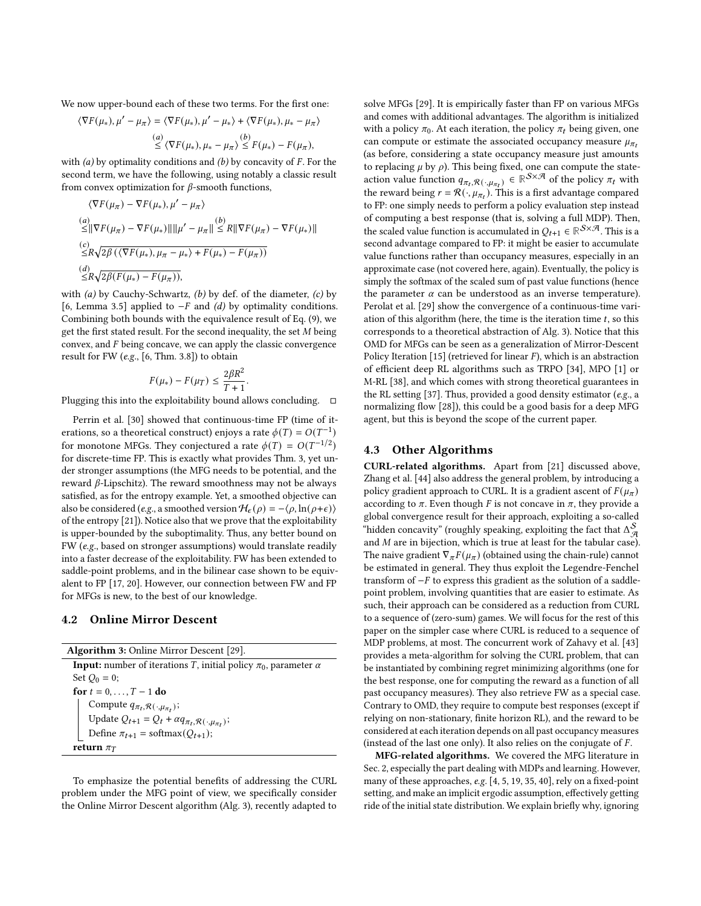We now upper-bound each of these two terms. For the first one:

$$\langle \nabla F(\mu_*), \mu' - \mu_\pi \rangle = \langle \nabla F(\mu_*), \mu' - \mu_* \rangle + \langle \nabla F(\mu_*), \mu_* - \mu_\pi \rangle$$
$$\overset{(a)}{\leq} \langle \nabla F(\mu_*), \mu_* - \mu_\pi \rangle \overset{(b)}{\leq} F(\mu_*) - F(\mu_\pi),$$

with *(a)* by optimality conditions and *(b)* by concavity of $F$. For the second term, we have the following, using notably a classic result from convex optimization for $\beta$-smooth functions,

$$\langle \nabla F(\mu_\pi) - \nabla F(\mu_*), \mu' - \mu_\pi \rangle$$
$$\overset{(a)}{\leq} \|\nabla F(\mu_\pi) - \nabla F(\mu_*)\| \|\mu' - \mu_\pi\| \overset{(b)}{\leq} R \|\nabla F(\mu_\pi) - \nabla F(\mu_*)\|$$
$$\overset{(c)}{\leq} R\sqrt{2\beta\left(\langle \nabla F(\mu_*), \mu_\pi - \mu_* \rangle + F(\mu_*) - F(\mu_\pi)\right)}$$
$$\overset{(d)}{\leq} R\sqrt{2\beta(F(\mu_*) - F(\mu_\pi))},$$

with *(a)* by Cauchy-Schwartz, *(b)* by def. of the diameter, *(c)* by [6, Lemma 3.5] applied to $-F$ and *(d)* by optimality conditions. Combining both bounds with the equivalence result of Eq. (9), we get the first stated result. For the second inequality, the set $M$ being convex, and $F$ being concave, we can apply the classic convergence result for FW (*e.g.*, [6, Thm. 3.8]) to obtain

$$F(\mu_*) - F(\mu_T) \leq \frac{2\beta R^2}{T+1}.$$

Plugging this into the exploitability bound allows concluding. □

Perrin et al. [30] showed that continuous-time FP (time of iterations, so a theoretical construct) enjoys a rate $\phi(T) = O(T^{-1})$ for monotone MFGs. They conjectured a rate $\phi(T) = O(T^{-1/2})$ for discrete-time FP. This is exactly what provides Thm. 3, yet under stronger assumptions (the MFG needs to be potential, and the reward $\beta$-Lipschitz). The reward smoothness may not be always satisfied, as for the entropy example. Yet, a smoothed objective can also be considered (*e.g.*, a smoothed version $\mathcal{H}_\epsilon(\rho) = -\langle \rho, \ln(\rho+\epsilon) \rangle$ of the entropy [21]). Notice also that we prove that the exploitability is upper-bounded by the suboptimality. Thus, any better bound on FW (*e.g.*, based on stronger assumptions) would translate readily into a faster decrease of the exploitability. FW has been extended to saddle-point problems, and in the bilinear case shown to be equivalent to FP [17, 20]. However, our connection between FW and FP for MFGs is new, to the best of our knowledge.

## 4.2 Online Mirror Descent

**Algorithm 3:** Online Mirror Descent [29].

```
Input: number of iterations T, initial policy π_0, parameter α
Set Q_0 = 0;
for t = 0, ..., T − 1 do
    Compute q_{π_t, R(·, μ_{π_t})};
    Update Q_{t+1} = Q_t + α q_{π_t, R(·, μ_{π_t})};
    Define π_{t+1} = softmax(Q_{t+1});
return π_T
```

To emphasize the potential benefits of addressing the CURL problem under the MFG point of view, we specifically consider the Online Mirror Descent algorithm (Alg. 3), recently adapted to solve MFGs [29]. It is empirically faster than FP on various MFGs and comes with additional advantages. The algorithm is initialized with a policy $\pi_0$. At each iteration, the policy $\pi_t$ being given, one can compute or estimate the associated occupancy measure $\mu_{\pi_t}$ (as before, considering a state occupancy measure just amounts to replacing $\mu$ by $\rho$). This being fixed, one can compute the state-action value function $q_{\pi_t, \mathcal{R}(\cdot, \mu_{\pi_t})} \in \mathbb{R}^{\mathcal{S}\times\mathcal{A}}$ of the policy $\pi_t$ with the reward being $r = \mathcal{R}(\cdot, \mu_{\pi_t})$. This is a first advantage compared to FP: one simply needs to perform a policy evaluation step instead of computing a best response (that is, solving a full MDP). Then, the scaled value function is accumulated in $Q_{t+1} \in \mathbb{R}^{\mathcal{S}\times\mathcal{A}}$. This is a second advantage compared to FP: it might be easier to accumulate value functions rather than occupancy measures, especially in an approximate case (not covered here, again). Eventually, the policy is simply the softmax of the scaled sum of past value functions (hence the parameter $\alpha$ can be understood as an inverse temperature). Perolat et al. [29] show the convergence of a continuous-time variation of this algorithm (here, the time is the iteration time $t$, so this corresponds to a theoretical abstraction of Alg. 3). Notice that this OMD for MFGs can be seen as a generalization of Mirror-Descent Policy Iteration [15] (retrieved for linear $F$), which is an abstraction of efficient deep RL algorithms such as TRPO [34], MPO [1] or M-RL [38], and which comes with strong theoretical guarantees in the RL setting [37]. Thus, provided a good density estimator (*e.g.*, a normalizing flow [28]), this could be a good basis for a deep MFG agent, but this is beyond the scope of the current paper.

## 4.3 Other Algorithms

**CURL-related algorithms.** Apart from [21] discussed above, Zhang et al. [44] also address the general problem, by introducing a policy gradient approach to CURL. It is a gradient ascent of $F(\mu_\pi)$ according to $\pi$. Even though $F$ is not concave in $\pi$, they provide a global convergence result for their approach, exploiting a so-called "hidden concavity" (roughly speaking, exploiting the fact that $\Delta_\mathcal{A}^\mathcal{S}$ and $M$ are in bijection, which is true at least for the tabular case). The naive gradient $\nabla_\pi F(\mu_\pi)$ (obtained using the chain-rule) cannot be estimated in general. They thus exploit the Legendre-Fenchel transform of $-F$ to express this gradient as the solution of a saddle-point problem, involving quantities that are easier to estimate. As such, their approach can be considered as a reduction from CURL to a sequence of (zero-sum) games. We will focus for the rest of this paper on the simpler case where CURL is reduced to a sequence of MDP problems, at most. The concurrent work of Zahavy et al. [43] provides a meta-algorithm for solving the CURL problem, that can be instantiated by combining regret minimizing algorithms (one for the best response, one for computing the reward as a function of all past occupancy measures). They also retrieve FW as a special case. Contrary to OMD, they require to compute best responses (except if relying on non-stationary, finite horizon RL), and the reward to be considered at each iteration depends on all past occupancy measures (instead of the last one only). It also relies on the conjugate of $F$.

**MFG-related algorithms.** We covered the MFG literature in Sec. 2, especially the part dealing with MDPs and learning. However, many of these approaches, *e.g.* [4, 5, 19, 35, 40], rely on a fixed-point setting, and make an implicit ergodic assumption, effectively getting ride of the initial state distribution. We explain briefly why, ignoring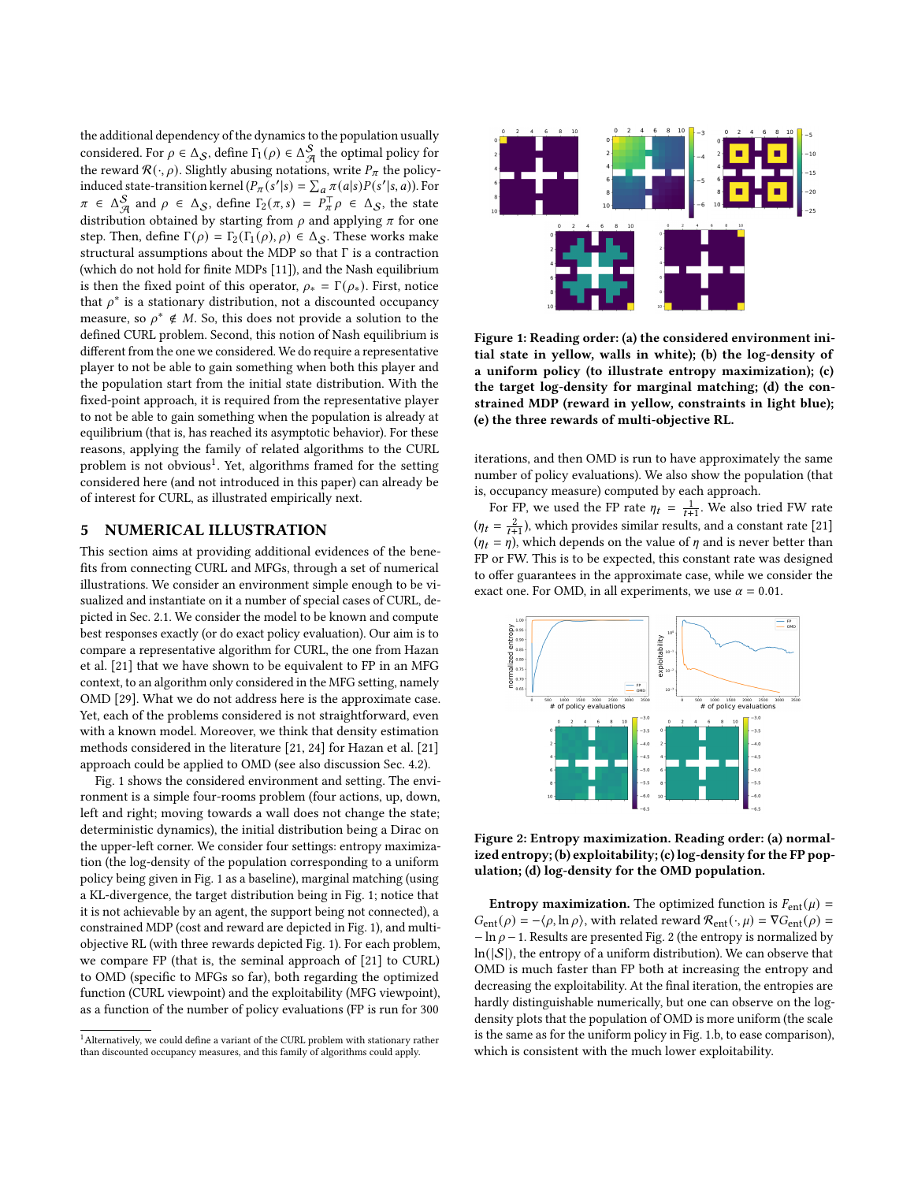the additional dependency of the dynamics to the population usually considered. For $\rho \in \Delta_{\mathcal{S}}$, define $\Gamma_1(\rho) \in \Delta_{\mathcal{A}}^{\mathcal{S}}$ the optimal policy for the reward $\mathcal{R}(\cdot, \rho)$. Slightly abusing notations, write $P_\pi$ the policy-induced state-transition kernel ($P_\pi(s'|s) = \sum_a \pi(a|s)P(s'|s,a)$). For $\pi \in \Delta_{\mathcal{A}}^{\mathcal{S}}$ and $\rho \in \Delta_{\mathcal{S}}$, define $\Gamma_2(\pi, s) = P_\pi^T \rho \in \Delta_{\mathcal{S}}$, the state distribution obtained by starting from $\rho$ and applying $\pi$ for one step. Then, define $\Gamma(\rho) = \Gamma_2(\Gamma_1(\rho), \rho) \in \Delta_{\mathcal{S}}$. These works make structural assumptions about the MDP so that $\Gamma$ is a contraction (which do not hold for finite MDPs [11]), and the Nash equilibrium is then the fixed point of this operator, $\rho_* = \Gamma(\rho_*)$. First, notice that $\rho^*$ is a stationary distribution, not a discounted occupancy measure, so $\rho^* \notin M$. So, this does not provide a solution to the defined CURL problem. Second, this notion of Nash equilibrium is different from the one we considered. We do require a representative player to not be able to gain something when both this player and the population start from the initial state distribution. With the fixed-point approach, it is required from the representative player to not be able to gain something when the population is already at equilibrium (that is, has reached its asymptotic behavior). For these reasons, applying the family of related algorithms to the CURL problem is not obvious[1]. Yet, algorithms framed for the setting considered here (and not introduced in this paper) can already be of interest for CURL, as illustrated empirically next.

## 5 NUMERICAL ILLUSTRATION

This section aims at providing additional evidences of the benefits from connecting CURL and MFGs, through a set of numerical illustrations. We consider an environment simple enough to be visualized and instantiate on it a number of special cases of CURL, depicted in Sec. 2.1. We consider the model to be known and compute best responses exactly (or do exact policy evaluation). Our aim is to compare a representative algorithm for CURL, the one from Hazan et al. [21] that we have shown to be equivalent to FP in an MFG context, to an algorithm only considered in the MFG setting, namely OMD [29]. What we do not address here is the approximate case. Yet, each of the problems considered is not straightforward, even with a known model. Moreover, we think that density estimation methods considered in the literature [21, 24] for Hazan et al. [21] approach could be applied to OMD (see also discussion Sec. 4.2).

Fig. 1 shows the considered environment and setting. The environment is a simple four-rooms problem (four actions, up, down, left and right; moving towards a wall does not change the state; deterministic dynamics), the initial distribution being a Dirac on the upper-left corner. We consider four settings: entropy maximization (the log-density of the population corresponding to a uniform policy being given in Fig. 1 as a baseline), marginal matching (using a KL-divergence, the target distribution being in Fig. 1; notice that it is not achievable by an agent, the support being not connected), a constrained MDP (cost and reward are depicted in Fig. 1), and multi-objective RL (with three rewards depicted Fig. 1). For each problem, we compare FP (that is, the seminal approach of [21] to CURL) to OMD (specific to MFGs so far), both regarding the optimized function (CURL viewpoint) and the exploitability (MFG viewpoint), as a function of the number of policy evaluations (FP is run for 300 iterations, and then OMD is run to have approximately the same number of policy evaluations). We also show the population (that is, occupancy measure) computed by each approach.

[1] Alternatively, we could define a variant of the CURL problem with stationary rather than discounted occupancy measures, and this family of algorithms could apply.

**Figure 1: Reading order: (a) the considered environment initial state in yellow, walls in white); (b) the log-density of a uniform policy (to illustrate entropy maximization); (c) the target log-density for marginal matching; (d) the constrained MDP (reward in yellow, constraints in light blue); (e) the three rewards of multi-objective RL.**

For FP, we used the FP rate $\eta_t = \frac{1}{t+1}$. We also tried FW rate ($\eta_t = \frac{2}{t+1}$), which provides similar results, and a constant rate [21] ($\eta_t = \eta$), which depends on the value of $\eta$ and is never better than FP or FW. This is to be expected, this constant rate was designed to offer guarantees in the approximate case, while we consider the exact one. For OMD, in all experiments, we use $\alpha = 0.01$.

**Figure 2: Entropy maximization. Reading order: (a) normalized entropy; (b) exploitability; (c) log-density for the FP population; (d) log-density for the OMD population.**

**Entropy maximization.** The optimized function is $F_{\text{ent}}(\mu) = G_{\text{ent}}(\rho) = -\langle \rho, \ln \rho \rangle$, with related reward $\mathcal{R}_{\text{ent}}(\cdot, \mu) = \nabla G_{\text{ent}}(\rho) = -\ln \rho - 1$. Results are presented Fig. 2 (the entropy is normalized by $\ln(|\mathcal{S}|)$, the entropy of a uniform distribution). We can observe that OMD is much faster than FP both at increasing the entropy and decreasing the exploitability. At the final iteration, the entropies are hardly distinguishable numerically, but one can observe on the log-density plots that the population of OMD is more uniform (the scale is the same as for the uniform policy in Fig. 1.b, to ease comparison), which is consistent with the much lower exploitability.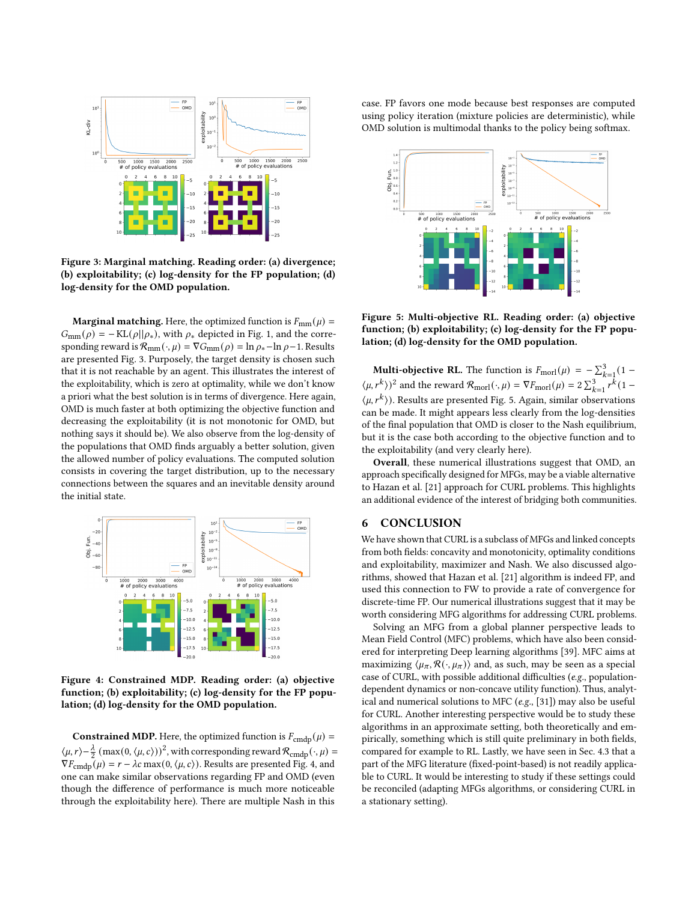Figure 3: Marginal matching. Reading order: (a) divergence; (b) exploitability; (c) log-density for the FP population; (d) log-density for the OMD population.

**Marginal matching.** Here, the optimized function is $F_{\text{mm}}(\mu) = G_{\text{mm}}(\rho) = -\text{KL}(\rho||\rho_*)$, with $\rho_*$ depicted in Fig. 1, and the corresponding reward is $\mathcal{R}_{\text{mm}}(\cdot,\mu) = \nabla G_{\text{mm}}(\rho) = \ln \rho_* - \ln \rho - 1$. Results are presented Fig. 3. Purposely, the target density is chosen such that it is not reachable by an agent. This illustrates the interest of the exploitability, which is zero at optimality, while we don't know a priori what the best solution is in terms of divergence. Here again, OMD is much faster at both optimizing the objective function and decreasing the exploitability (it is not monotonic for OMD, but nothing says it should be). We also observe from the log-density of the populations that OMD finds arguably a better solution, given the allowed number of policy evaluations. The computed solution consists in covering the target distribution, up to the necessary connections between the squares and an inevitable density around the initial state.

Figure 4: Constrained MDP. Reading order: (a) objective function; (b) exploitability; (c) log-density for the FP population; (d) log-density for the OMD population.

**Constrained MDP.** Here, the optimized function is $F_{\text{cmdp}}(\mu) = \langle \mu, r\rangle - \frac{\lambda}{2}\left(\max(0, \langle \mu, c\rangle)\right)^2$, with corresponding reward $\mathcal{R}_{\text{cmdp}}(\cdot,\mu) = \nabla F_{\text{cmdp}}(\mu) = r - \lambda c \max(0, \langle \mu, c\rangle)$. Results are presented Fig. 4, and one can make similar observations regarding FP and OMD (even though the difference of performance is much more noticeable through the exploitability here). There are multiple Nash in this case. FP favors one mode because best responses are computed using policy iteration (mixture policies are deterministic), while OMD solution is multimodal thanks to the policy being softmax.

Figure 5: Multi-objective RL. Reading order: (a) objective function; (b) exploitability; (c) log-density for the FP population; (d) log-density for the OMD population.

**Multi-objective RL.** The function is $F_{\text{morl}}(\mu) = -\sum_{k=1}^{3}(1 - \langle \mu, r^k\rangle)^2$ and the reward $\mathcal{R}_{\text{morl}}(\cdot,\mu) = \nabla F_{\text{morl}}(\mu) = 2\sum_{k=1}^{3} r^k(1 - \langle \mu, r^k\rangle)$. Results are presented Fig. 5. Again, similar observations can be made. It might appears less clearly from the log-densities of the final population that OMD is closer to the Nash equilibrium, but it is the case both according to the objective function and to the exploitability (and very clearly here).

**Overall**, these numerical illustrations suggest that OMD, an approach specifically designed for MFGs, may be a viable alternative to Hazan et al. [21] approach for CURL problems. This highlights an additional evidence of the interest of bridging both communities.

## 6 CONCLUSION

We have shown that CURL is a subclass of MFGs and linked concepts from both fields: concavity and monotonicity, optimality conditions and exploitability, maximizer and Nash. We also discussed algorithms, showed that Hazan et al. [21] algorithm is indeed FP, and used this connection to FW to provide a rate of convergence for discrete-time FP. Our numerical illustrations suggest that it may be worth considering MFG algorithms for addressing CURL problems.

Solving an MFG from a global planner perspective leads to Mean Field Control (MFC) problems, which have also been considered for interpreting Deep learning algorithms [39]. MFC aims at maximizing $\langle \mu_\pi, \mathcal{R}(\cdot, \mu_\pi)\rangle$ and, as such, may be seen as a special case of CURL, with possible additional difficulties (*e.g.*, population-dependent dynamics or non-concave utility function). Thus, analytical and numerical solutions to MFC (*e.g.*, [31]) may also be useful for CURL. Another interesting perspective would be to study these algorithms in an approximate setting, both theoretically and empirically, something which is still quite preliminary in both fields, compared for example to RL. Lastly, we have seen in Sec. 4.3 that a part of the MFG literature (fixed-point-based) is not readily applicable to CURL. It would be interesting to study if these settings could be reconciled (adapting MFGs algorithms, or considering CURL in a stationary setting).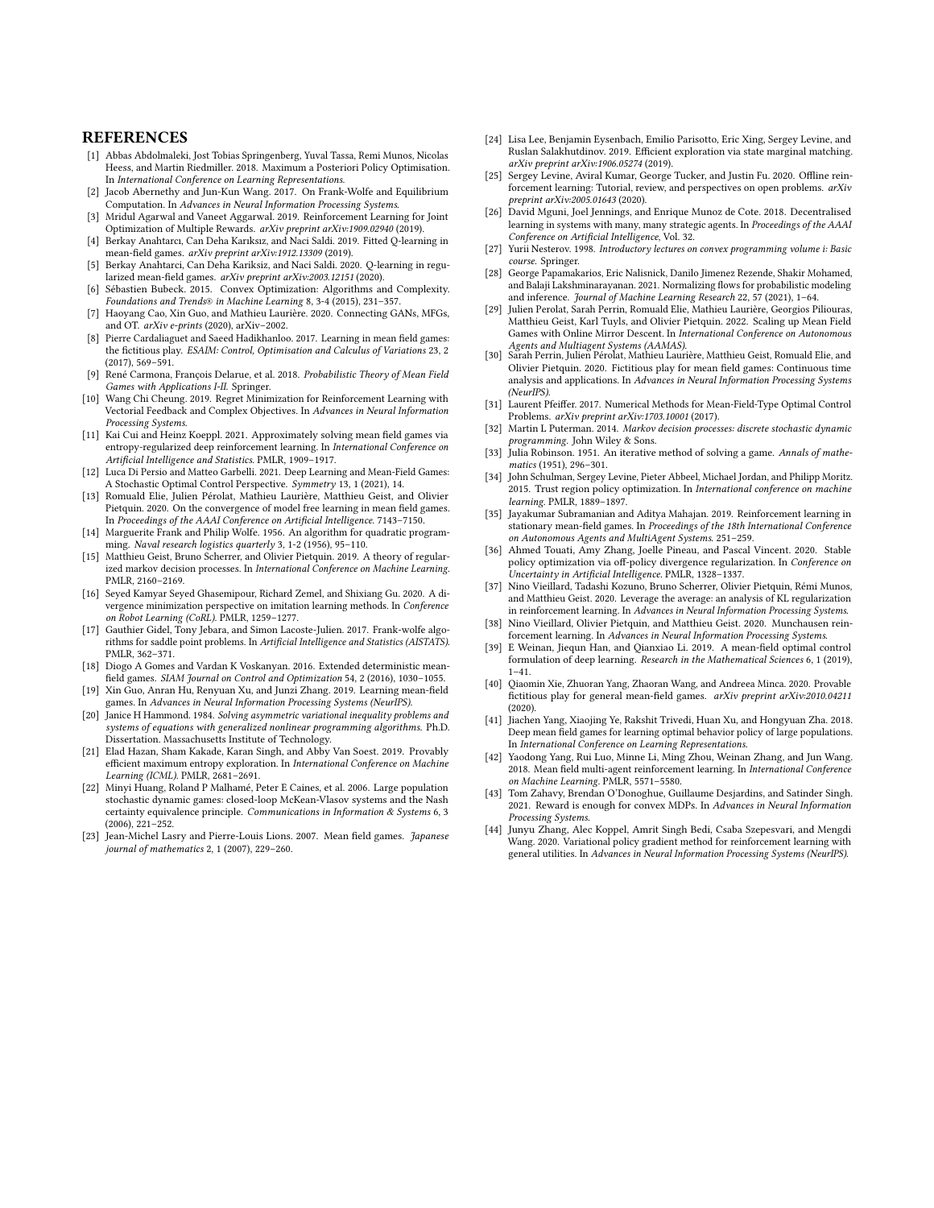# REFERENCES

[1] Abbas Abdolmaleki, Jost Tobias Springenberg, Yuval Tassa, Remi Munos, Nicolas Heess, and Martin Riedmiller. 2018. Maximum a Posteriori Policy Optimisation. In *International Conference on Learning Representations*.

[2] Jacob Abernethy and Jun-Kun Wang. 2017. On Frank-Wolfe and Equilibrium Computation. In *Advances in Neural Information Processing Systems*.

[3] Mridul Agarwal and Vaneet Aggarwal. 2019. Reinforcement Learning for Joint Optimization of Multiple Rewards. *arXiv preprint arXiv:1909.02940* (2019).

[4] Berkay Anahtarcı, Can Deha Karıksız, and Naci Saldi. 2019. Fitted Q-learning in mean-field games. *arXiv preprint arXiv:1912.13309* (2019).

[5] Berkay Anahtarci, Can Deha Kariksiz, and Naci Saldi. 2020. Q-learning in regularized mean-field games. *arXiv preprint arXiv:2003.12151* (2020).

[6] Sébastien Bubeck. 2015. Convex Optimization: Algorithms and Complexity. *Foundations and Trends® in Machine Learning* 8, 3-4 (2015), 231–357.

[7] Haoyang Cao, Xin Guo, and Mathieu Laurière. 2020. Connecting GANs, MFGs, and OT. *arXiv e-prints* (2020), arXiv–2002.

[8] Pierre Cardaliaguet and Saeed Hadikhanloo. 2017. Learning in mean field games: the fictitious play. *ESAIM: Control, Optimisation and Calculus of Variations* 23, 2 (2017), 569–591.

[9] René Carmona, François Delarue, et al. 2018. *Probabilistic Theory of Mean Field Games with Applications I-II*. Springer.

[10] Wang Chi Cheung. 2019. Regret Minimization for Reinforcement Learning with Vectorial Feedback and Complex Objectives. In *Advances in Neural Information Processing Systems*.

[11] Kai Cui and Heinz Koeppl. 2021. Approximately solving mean field games via entropy-regularized deep reinforcement learning. In *International Conference on Artificial Intelligence and Statistics*. PMLR, 1909–1917.

[12] Luca Di Persio and Matteo Garbelli. 2021. Deep Learning and Mean-Field Games: A Stochastic Optimal Control Perspective. *Symmetry* 13, 1 (2021), 14.

[13] Romuald Elie, Julien Pérolat, Mathieu Laurière, Matthieu Geist, and Olivier Pietquin. 2020. On the convergence of model free learning in mean field games. In *Proceedings of the AAAI Conference on Artificial Intelligence*. 7143–7150.

[14] Marguerite Frank and Philip Wolfe. 1956. An algorithm for quadratic programming. *Naval research logistics quarterly* 3, 1-2 (1956), 95–110.

[15] Matthieu Geist, Bruno Scherrer, and Olivier Pietquin. 2019. A theory of regularized markov decision processes. In *International Conference on Machine Learning*. PMLR, 2160–2169.

[16] Seyed Kamyar Seyed Ghasemipour, Richard Zemel, and Shixiang Gu. 2020. A divergence minimization perspective on imitation learning methods. In *Conference on Robot Learning (CoRL)*. PMLR, 1259–1277.

[17] Gauthier Gidel, Tony Jebara, and Simon Lacoste-Julien. 2017. Frank-wolfe algorithms for saddle point problems. In *Artificial Intelligence and Statistics (AISTATS)*. PMLR, 362–371.

[18] Diogo A Gomes and Vardan K Voskanyan. 2016. Extended deterministic mean-field games. *SIAM Journal on Control and Optimization* 54, 2 (2016), 1030–1055.

[19] Xin Guo, Anran Hu, Renyuan Xu, and Junzi Zhang. 2019. Learning mean-field games. In *Advances in Neural Information Processing Systems (NeurIPS)*.

[20] Janice H Hammond. 1984. *Solving asymmetric variational inequality problems and systems of equations with generalized nonlinear programming algorithms*. Ph.D. Dissertation. Massachusetts Institute of Technology.

[21] Elad Hazan, Sham Kakade, Karan Singh, and Abby Van Soest. 2019. Provably efficient maximum entropy exploration. In *International Conference on Machine Learning (ICML)*. PMLR, 2681–2691.

[22] Minyi Huang, Roland P Malhamé, Peter E Caines, et al. 2006. Large population stochastic dynamic games: closed-loop McKean-Vlasov systems and the Nash certainty equivalence principle. *Communications in Information & Systems* 6, 3 (2006), 221–252.

[23] Jean-Michel Lasry and Pierre-Louis Lions. 2007. Mean field games. *Japanese journal of mathematics* 2, 1 (2007), 229–260.

[24] Lisa Lee, Benjamin Eysenbach, Emilio Parisotto, Eric Xing, Sergey Levine, and Ruslan Salakhutdinov. 2019. Efficient exploration via state marginal matching. *arXiv preprint arXiv:1906.05274* (2019).

[25] Sergey Levine, Aviral Kumar, George Tucker, and Justin Fu. 2020. Offline reinforcement learning: Tutorial, review, and perspectives on open problems. *arXiv preprint arXiv:2005.01643* (2020).

[26] David Mguni, Joel Jennings, and Enrique Munoz de Cote. 2018. Decentralised learning in systems with many, many strategic agents. In *Proceedings of the AAAI Conference on Artificial Intelligence*, Vol. 32.

[27] Yurii Nesterov. 1998. *Introductory lectures on convex programming volume i: Basic course*. Springer.

[28] George Papamakarios, Eric Nalisnick, Danilo Jimenez Rezende, Shakir Mohamed, and Balaji Lakshminarayanan. 2021. Normalizing flows for probabilistic modeling and inference. *Journal of Machine Learning Research* 22, 57 (2021), 1–64.

[29] Julien Perolat, Sarah Perrin, Romuald Elie, Mathieu Laurière, Georgios Piliouras, Matthieu Geist, Karl Tuyls, and Olivier Pietquin. 2022. Scaling up Mean Field Games with Online Mirror Descent. In *International Conference on Autonomous Agents and Multiagent Systems (AAMAS)*.

[30] Sarah Perrin, Julien Pérolat, Mathieu Laurière, Matthieu Geist, Romuald Elie, and Olivier Pietquin. 2020. Fictitious play for mean field games: Continuous time analysis and applications. In *Advances in Neural Information Processing Systems (NeurIPS)*.

[31] Laurent Pfeiffer. 2017. Numerical Methods for Mean-Field-Type Optimal Control Problems. *arXiv preprint arXiv:1703.10001* (2017).

[32] Martin L Puterman. 2014. *Markov decision processes: discrete stochastic dynamic programming*. John Wiley & Sons.

[33] Julia Robinson. 1951. An iterative method of solving a game. *Annals of mathematics* (1951), 296–301.

[34] John Schulman, Sergey Levine, Pieter Abbeel, Michael Jordan, and Philipp Moritz. 2015. Trust region policy optimization. In *International conference on machine learning*. PMLR, 1889–1897.

[35] Jayakumar Subramanian and Aditya Mahajan. 2019. Reinforcement learning in stationary mean-field games. In *Proceedings of the 18th International Conference on Autonomous Agents and MultiAgent Systems*. 251–259.

[36] Ahmed Touati, Amy Zhang, Joelle Pineau, and Pascal Vincent. 2020. Stable policy optimization via off-policy divergence regularization. In *Conference on Uncertainty in Artificial Intelligence*. PMLR, 1328–1337.

[37] Nino Vieillard, Tadashi Kozuno, Bruno Scherrer, Olivier Pietquin, Rémi Munos, and Matthieu Geist. 2020. Leverage the average: an analysis of KL regularization in reinforcement learning. In *Advances in Neural Information Processing Systems*.

[38] Nino Vieillard, Olivier Pietquin, and Matthieu Geist. 2020. Munchausen reinforcement learning. In *Advances in Neural Information Processing Systems*.

[39] E Weinan, Jiequn Han, and Qianxiao Li. 2019. A mean-field optimal control formulation of deep learning. *Research in the Mathematical Sciences* 6, 1 (2019), 1–41.

[40] Qiaomin Xie, Zhuoran Yang, Zhaoran Wang, and Andreea Minca. 2020. Provable fictitious play for general mean-field games. *arXiv preprint arXiv:2010.04211* (2020).

[41] Jiachen Yang, Xiaojing Ye, Rakshit Trivedi, Huan Xu, and Hongyuan Zha. 2018. Deep mean field games for learning optimal behavior policy of large populations. In *International Conference on Learning Representations*.

[42] Yaodong Yang, Rui Luo, Minne Li, Ming Zhou, Weinan Zhang, and Jun Wang. 2018. Mean field multi-agent reinforcement learning. In *International Conference on Machine Learning*. PMLR, 5571–5580.

[43] Tom Zahavy, Brendan O'Donoghue, Guillaume Desjardins, and Satinder Singh. 2021. Reward is enough for convex MDPs. In *Advances in Neural Information Processing Systems*.

[44] Junyu Zhang, Alec Koppel, Amrit Singh Bedi, Csaba Szepesvari, and Mengdi Wang. 2020. Variational policy gradient method for reinforcement learning with general utilities. In *Advances in Neural Information Processing Systems (NeurIPS)*.